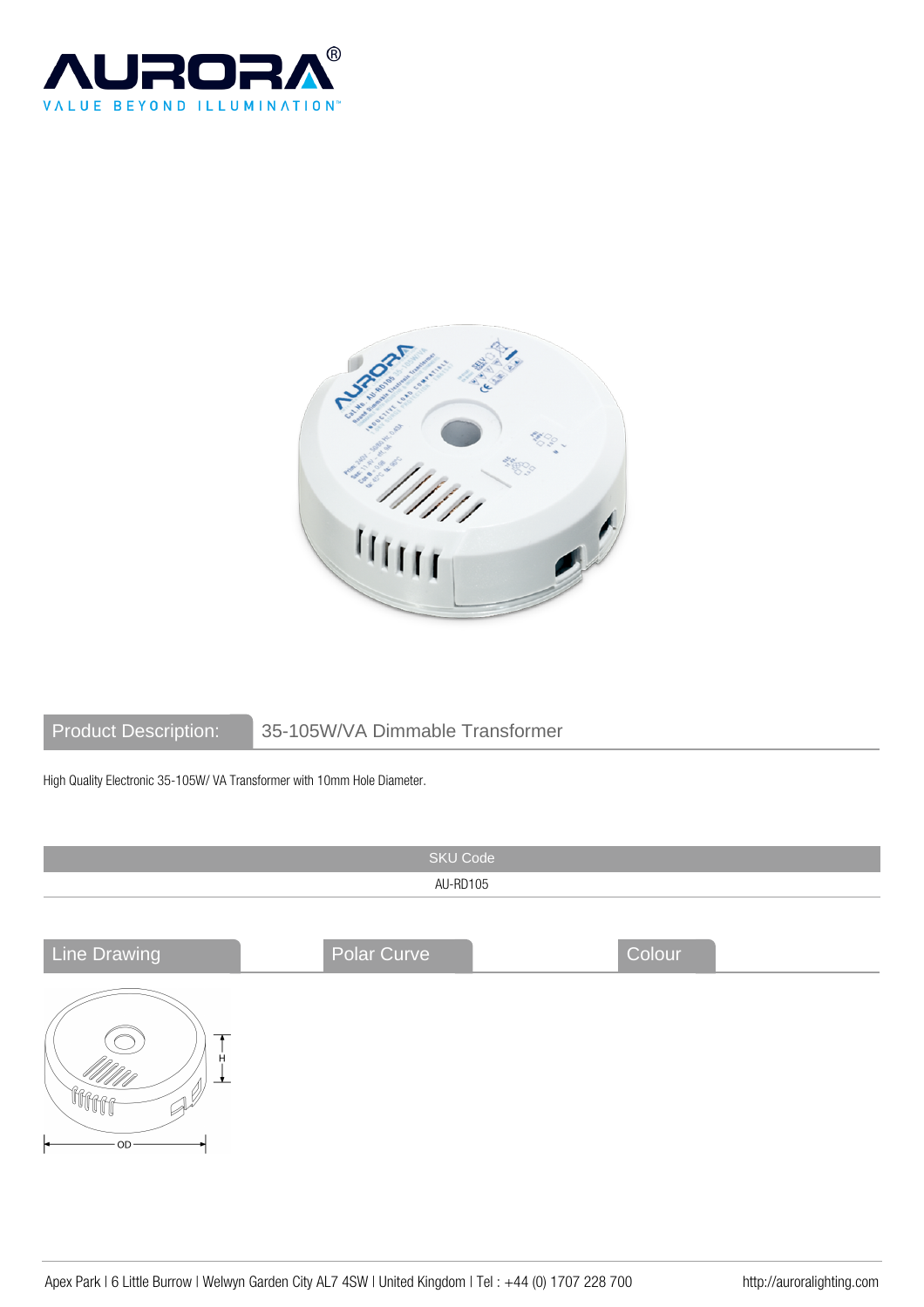AURORA®

VALUE BEYOND ILLUMINATION™

## Product Description: 35-105W/VA Dimmable Transformer

High Quality Electronic 35-105W/ VA Transformer with 10mm Hole Diameter.

| SKU Code |
| --- |
| AU-RD105 |

## Line Drawing

H

OD

## Polar Curve

## Colour

Apex Park I 6 Little Burrow I Welwyn Garden City AL7 4SW I United Kingdom I Tel : +44 (0) 1707 228 700

http://auroralighting.com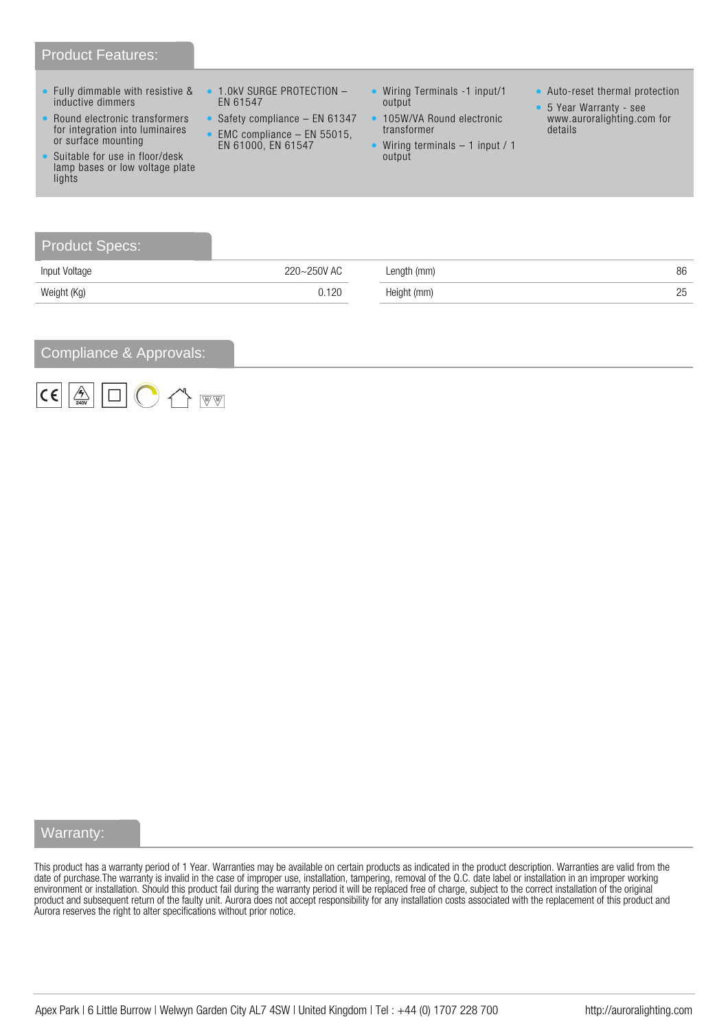## Product Features:

- Fully dimmable with resistive & inductive dimmers
- Round electronic transformers for integration into luminaires or surface mounting
- Suitable for use in floor/desk lamp bases or low voltage plate lights
- 1.0kV SURGE PROTECTION – EN 61547
- Safety compliance – EN 61347
- EMC compliance – EN 55015, EN 61000, EN 61547
- Wiring Terminals -1 input/1 output
- 105W/VA Round electronic transformer
- Wiring terminals – 1 input / 1 output
- Auto-reset thermal protection
- 5 Year Warranty - see www.auroralighting.com for details

## Product Specs:

| | | | |
|---|---|---|---|
| Input Voltage | 220~250V AC | Length (mm) | 86 |
| Weight (Kg) | 0.120 | Height (mm) | 25 |

## Compliance & Approvals:

## Warranty:

This product has a warranty period of 1 Year. Warranties may be available on certain products as indicated in the product description. Warranties are valid from the date of purchase.The warranty is invalid in the case of improper use, installation, tampering, removal of the Q.C. date label or installation in an improper working environment or installation. Should this product fail during the warranty period it will be replaced free of charge, subject to the correct installation of the original product and subsequent return of the faulty unit. Aurora does not accept responsibility for any installation costs associated with the replacement of this product and Aurora reserves the right to alter specifications without prior notice.

Apex Park | 6 Little Burrow | Welwyn Garden City AL7 4SW | United Kingdom | Tel : +44 (0) 1707 228 700 http://auroralighting.com